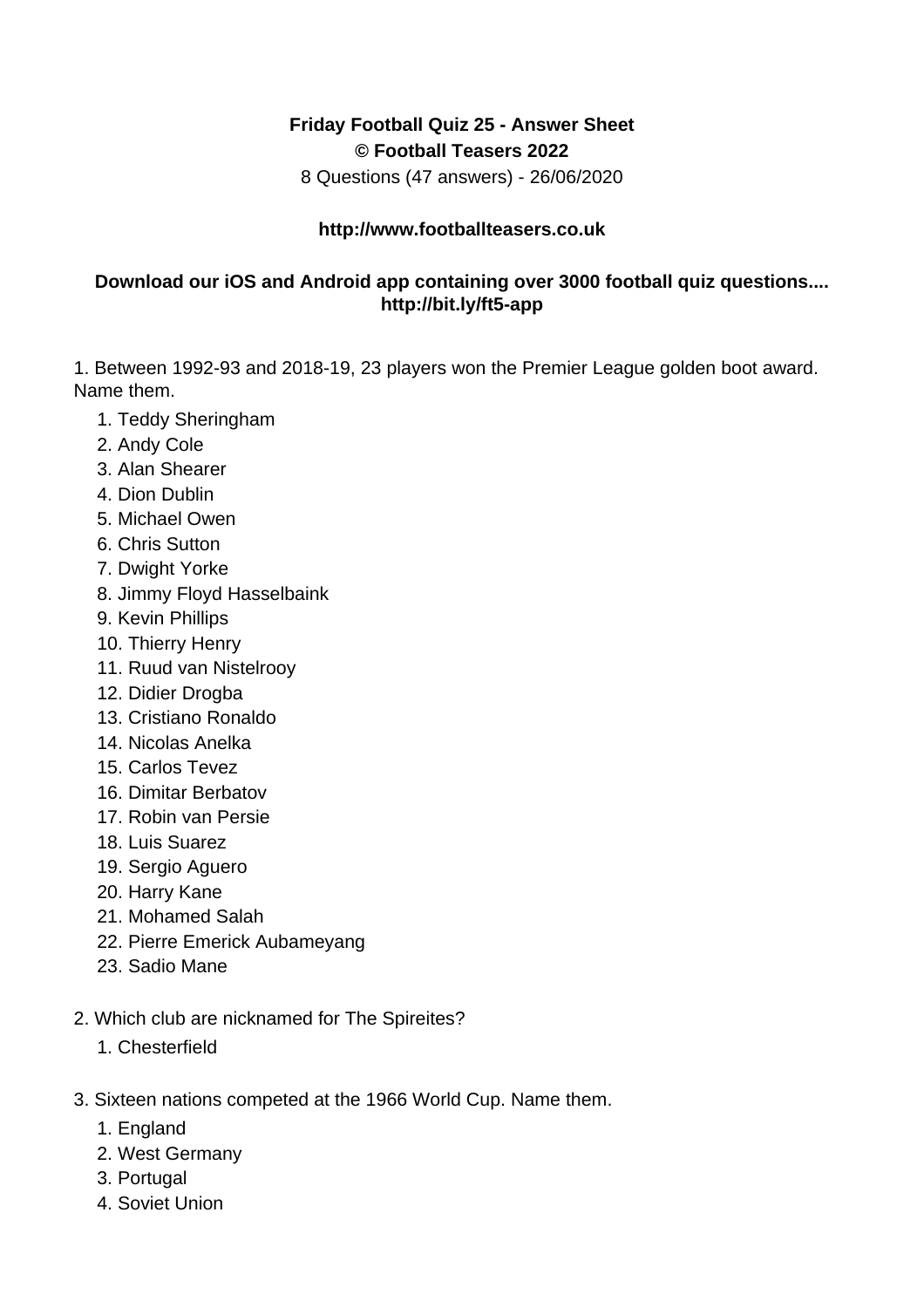**Friday Football Quiz 25 - Answer Sheet**
**© Football Teasers 2022**

8 Questions (47 answers) - 26/06/2020

**http://www.footballteasers.co.uk**

**Download our iOS and Android app containing over 3000 football quiz questions.... http://bit.ly/ft5-app**

1. Between 1992-93 and 2018-19, 23 players won the Premier League golden boot award. Name them.
    1. Teddy Sheringham
    2. Andy Cole
    3. Alan Shearer
    4. Dion Dublin
    5. Michael Owen
    6. Chris Sutton
    7. Dwight Yorke
    8. Jimmy Floyd Hasselbaink
    9. Kevin Phillips
    10. Thierry Henry
    11. Ruud van Nistelrooy
    12. Didier Drogba
    13. Cristiano Ronaldo
    14. Nicolas Anelka
    15. Carlos Tevez
    16. Dimitar Berbatov
    17. Robin van Persie
    18. Luis Suarez
    19. Sergio Aguero
    20. Harry Kane
    21. Mohamed Salah
    22. Pierre Emerick Aubameyang
    23. Sadio Mane

2. Which club are nicknamed for The Spireites?
    1. Chesterfield

3. Sixteen nations competed at the 1966 World Cup. Name them.
    1. England
    2. West Germany
    3. Portugal
    4. Soviet Union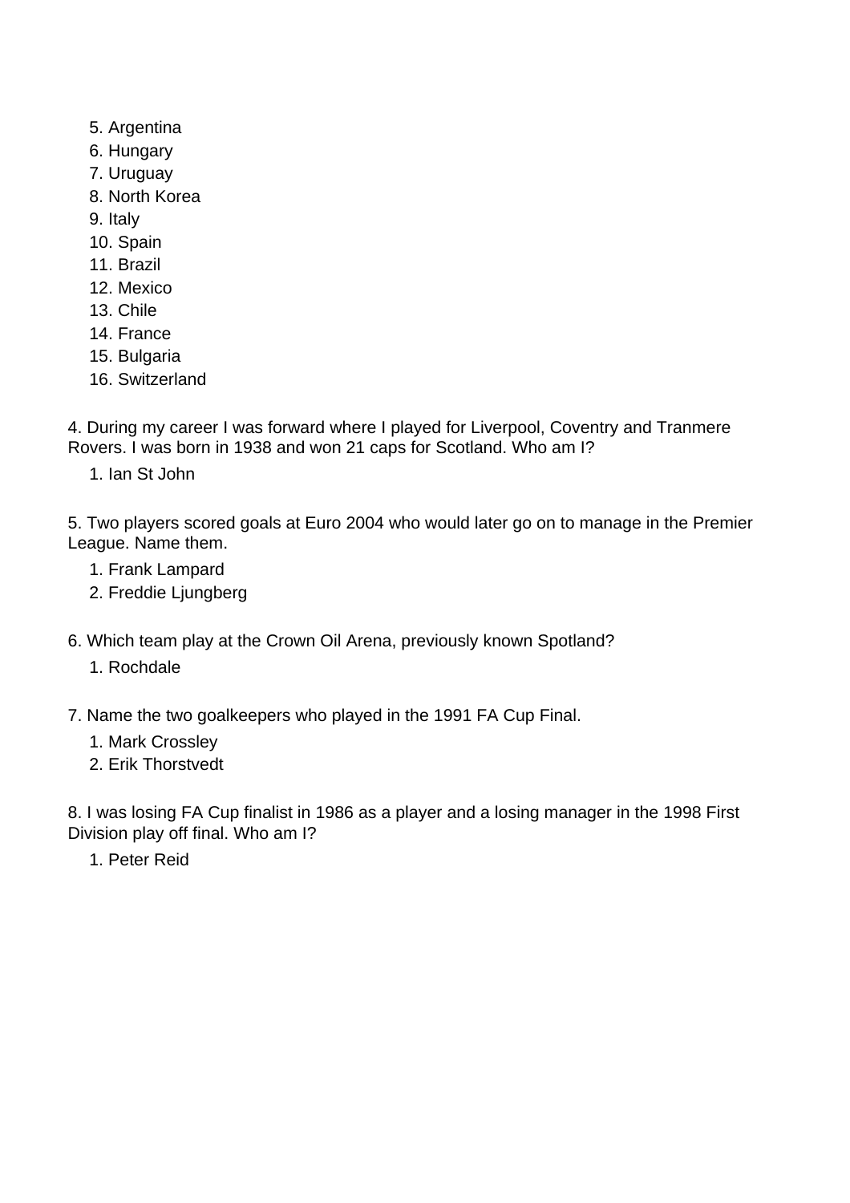5. Argentina
6. Hungary
7. Uruguay
8. North Korea
9. Italy
10. Spain
11. Brazil
12. Mexico
13. Chile
14. France
15. Bulgaria
16. Switzerland

4. During my career I was forward where I played for Liverpool, Coventry and Tranmere Rovers. I was born in 1938 and won 21 caps for Scotland. Who am I?

   1. Ian St John

5. Two players scored goals at Euro 2004 who would later go on to manage in the Premier League. Name them.

   1. Frank Lampard
   2. Freddie Ljungberg

6. Which team play at the Crown Oil Arena, previously known Spotland?

   1. Rochdale

7. Name the two goalkeepers who played in the 1991 FA Cup Final.

   1. Mark Crossley
   2. Erik Thorstvedt

8. I was losing FA Cup finalist in 1986 as a player and a losing manager in the 1998 First Division play off final. Who am I?

   1. Peter Reid